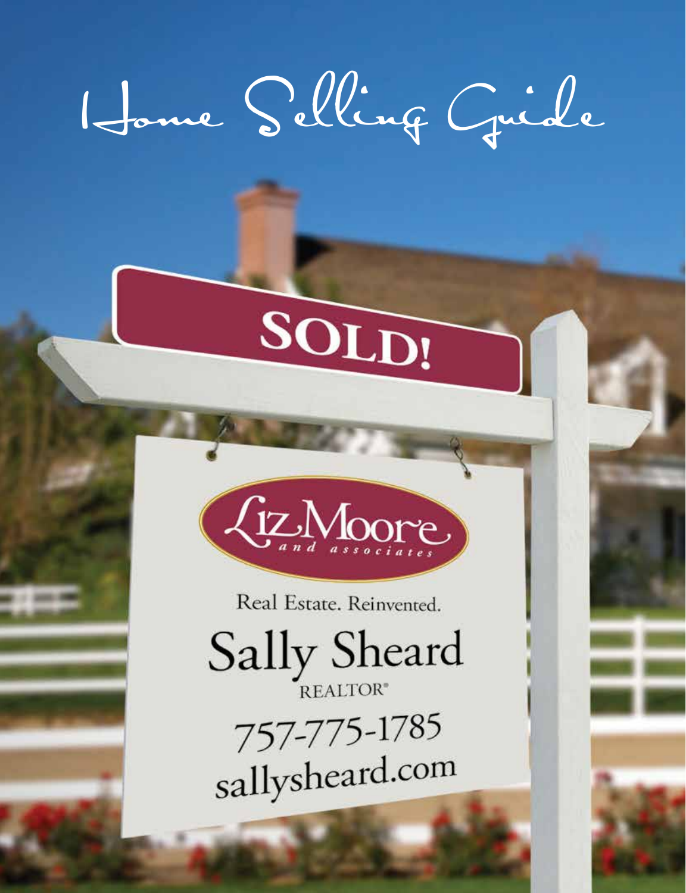# Home Selling Guide

SOLD!

Liz Moore and associates

Real Estate. Reinvented.

Sally Sheard

REALTOR®

757-775-1785

sallysheard.com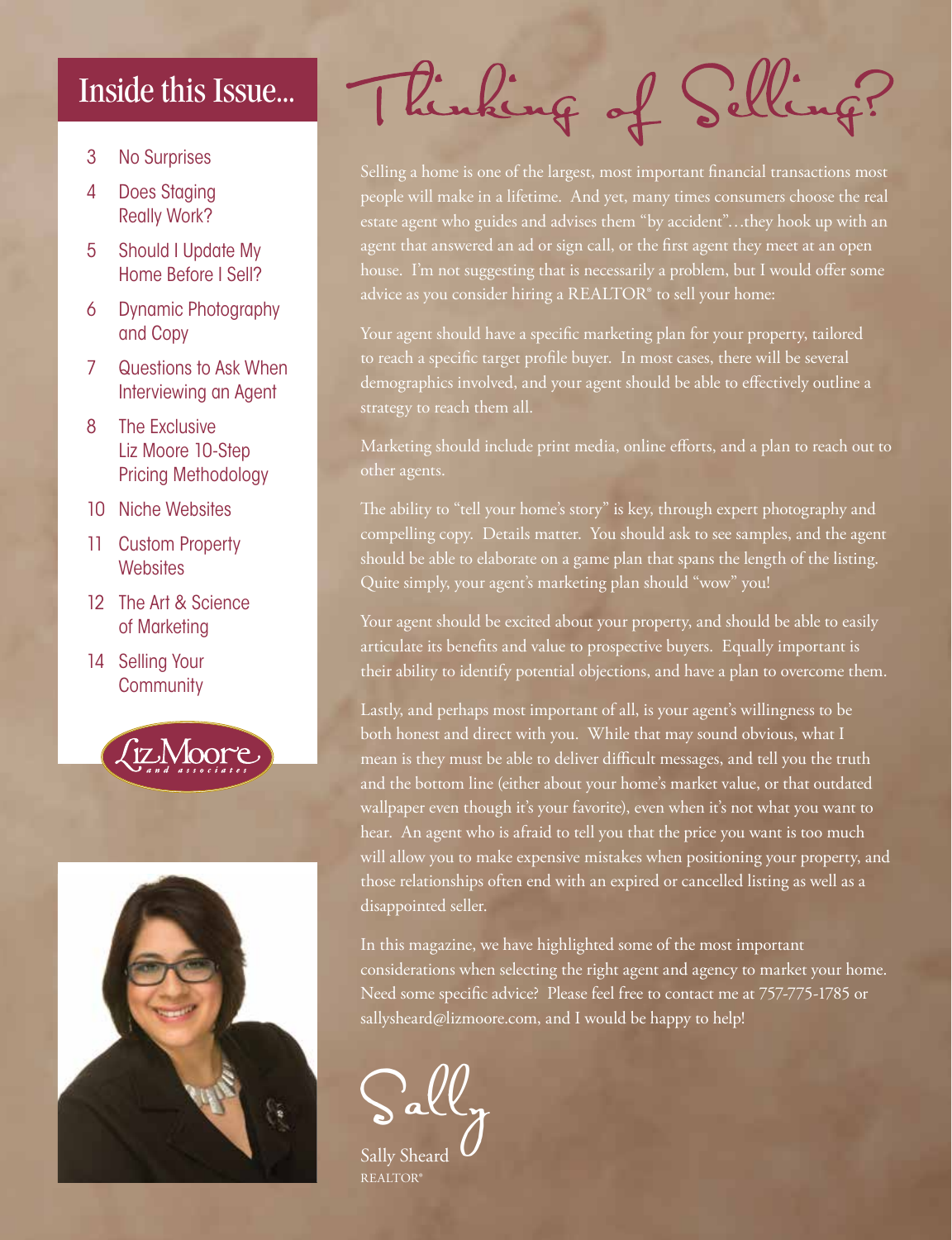## Inside this Issue...

- 3 No Surprises
- 4 Does Staging Really Work?
- 5 Should I Update My Home Before I Sell?
- 6 Dynamic Photography and Copy
- 7 Questions to Ask When Interviewing an Agent
- 8 The Exclusive Liz Moore 10-Step Pricing Methodology
- 10 Niche Websites
- 11 Custom Property Websites
- 12 The Art & Science of Marketing
- 14 Selling Your Community

Liz Moore and associates

# Thinking of Selling?

Selling a home is one of the largest, most important financial transactions most people will make in a lifetime. And yet, many times consumers choose the real estate agent who guides and advises them "by accident"…they hook up with an agent that answered an ad or sign call, or the first agent they meet at an open house. I'm not suggesting that is necessarily a problem, but I would offer some advice as you consider hiring a REALTOR® to sell your home:

Your agent should have a specific marketing plan for your property, tailored to reach a specific target profile buyer. In most cases, there will be several demographics involved, and your agent should be able to effectively outline a strategy to reach them all.

Marketing should include print media, online efforts, and a plan to reach out to other agents.

The ability to "tell your home's story" is key, through expert photography and compelling copy. Details matter. You should ask to see samples, and the agent should be able to elaborate on a game plan that spans the length of the listing. Quite simply, your agent's marketing plan should "wow" you!

Your agent should be excited about your property, and should be able to easily articulate its benefits and value to prospective buyers. Equally important is their ability to identify potential objections, and have a plan to overcome them.

Lastly, and perhaps most important of all, is your agent's willingness to be both honest and direct with you. While that may sound obvious, what I mean is they must be able to deliver difficult messages, and tell you the truth and the bottom line (either about your home's market value, or that outdated wallpaper even though it's your favorite), even when it's not what you want to hear. An agent who is afraid to tell you that the price you want is too much will allow you to make expensive mistakes when positioning your property, and those relationships often end with an expired or cancelled listing as well as a disappointed seller.

In this magazine, we have highlighted some of the most important considerations when selecting the right agent and agency to market your home. Need some specific advice? Please feel free to contact me at 757-775-1785 or sallysheard@lizmoore.com, and I would be happy to help!

Sally

Sally Sheard
REALTOR®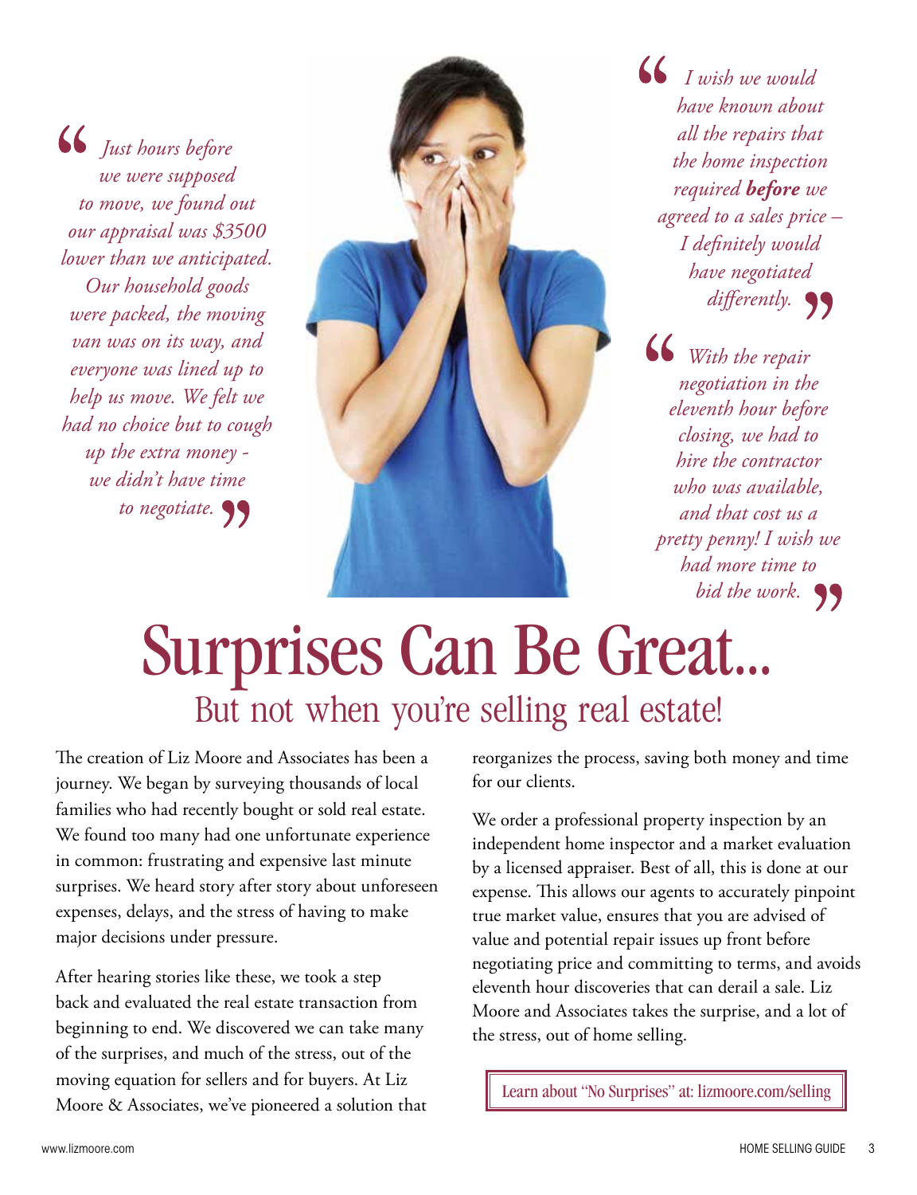> *"Just hours before we were supposed to move, we found out our appraisal was $3500 lower than we anticipated. Our household goods were packed, the moving van was on its way, and everyone was lined up to help us move. We felt we had no choice but to cough up the extra money - we didn't have time to negotiate."*

> *"I wish we would have known about all the repairs that the home inspection required **before** we agreed to a sales price – I definitely would have negotiated differently."*

> *"With the repair negotiation in the eleventh hour before closing, we had to hire the contractor who was available, and that cost us a pretty penny! I wish we had more time to bid the work."*

# Surprises Can Be Great...

## But not when you're selling real estate!

The creation of Liz Moore and Associates has been a journey. We began by surveying thousands of local families who had recently bought or sold real estate. We found too many had one unfortunate experience in common: frustrating and expensive last minute surprises. We heard story after story about unforeseen expenses, delays, and the stress of having to make major decisions under pressure.

After hearing stories like these, we took a step back and evaluated the real estate transaction from beginning to end. We discovered we can take many of the surprises, and much of the stress, out of the moving equation for sellers and for buyers. At Liz Moore & Associates, we've pioneered a solution that reorganizes the process, saving both money and time for our clients.

We order a professional property inspection by an independent home inspector and a market evaluation by a licensed appraiser. Best of all, this is done at our expense. This allows our agents to accurately pinpoint true market value, ensures that you are advised of value and potential repair issues up front before negotiating price and committing to terms, and avoids eleventh hour discoveries that can derail a sale. Liz Moore and Associates takes the surprise, and a lot of the stress, out of home selling.

Learn about "No Surprises" at: lizmoore.com/selling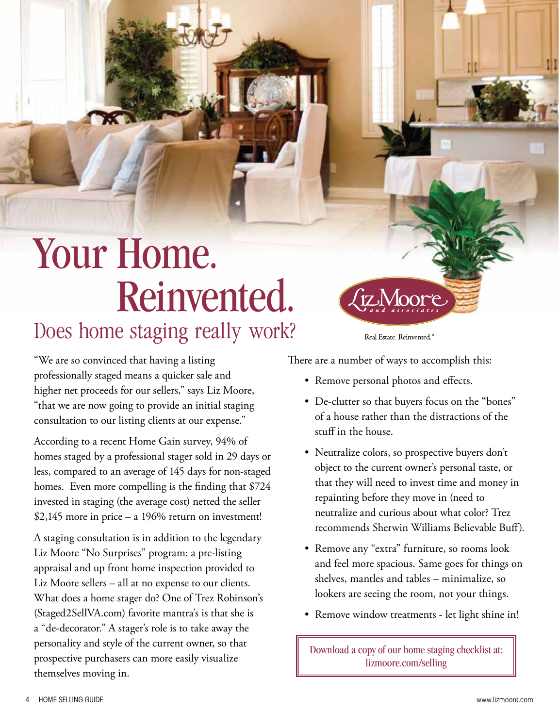# Your Home. Reinvented.

## Does home staging really work?

Liz Moore and associates

Real Estate. Reinvented.®

"We are so convinced that having a listing professionally staged means a quicker sale and higher net proceeds for our sellers," says Liz Moore, "that we are now going to provide an initial staging consultation to our listing clients at our expense."

According to a recent Home Gain survey, 94% of homes staged by a professional stager sold in 29 days or less, compared to an average of 145 days for non-staged homes. Even more compelling is the finding that $724 invested in staging (the average cost) netted the seller $2,145 more in price – a 196% return on investment!

A staging consultation is in addition to the legendary Liz Moore "No Surprises" program: a pre-listing appraisal and up front home inspection provided to Liz Moore sellers – all at no expense to our clients. What does a home stager do? One of Trez Robinson's (Staged2SellVA.com) favorite mantra's is that she is a "de-decorator." A stager's role is to take away the personality and style of the current owner, so that prospective purchasers can more easily visualize themselves moving in.

There are a number of ways to accomplish this:

- Remove personal photos and effects.
- De-clutter so that buyers focus on the "bones" of a house rather than the distractions of the stuff in the house.
- Neutralize colors, so prospective buyers don't object to the current owner's personal taste, or that they will need to invest time and money in repainting before they move in (need to neutralize and curious about what color? Trez recommends Sherwin Williams Believable Buff).
- Remove any "extra" furniture, so rooms look and feel more spacious. Same goes for things on shelves, mantles and tables – minimalize, so lookers are seeing the room, not your things.
- Remove window treatments - let light shine in!

Download a copy of our home staging checklist at: lizmoore.com/selling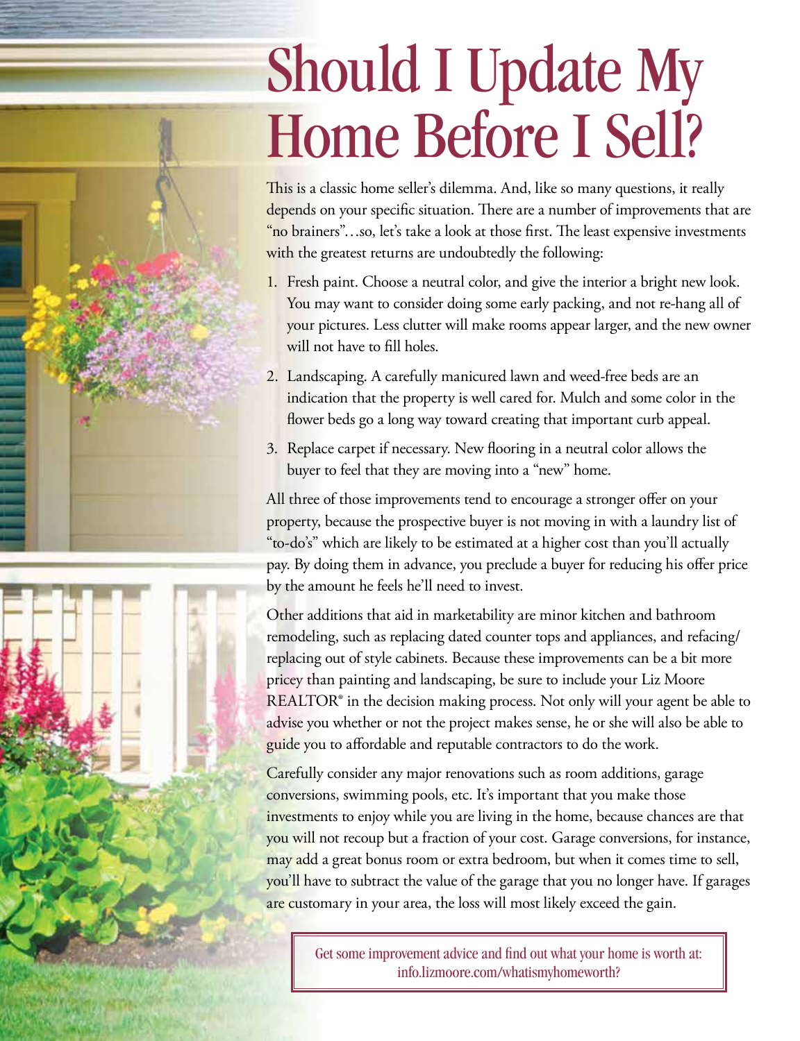# Should I Update My Home Before I Sell?

This is a classic home seller's dilemma. And, like so many questions, it really depends on your specific situation. There are a number of improvements that are "no brainers"…so, let's take a look at those first. The least expensive investments with the greatest returns are undoubtedly the following:

1. Fresh paint. Choose a neutral color, and give the interior a bright new look. You may want to consider doing some early packing, and not re-hang all of your pictures. Less clutter will make rooms appear larger, and the new owner will not have to fill holes.
2. Landscaping. A carefully manicured lawn and weed-free beds are an indication that the property is well cared for. Mulch and some color in the flower beds go a long way toward creating that important curb appeal.
3. Replace carpet if necessary. New flooring in a neutral color allows the buyer to feel that they are moving into a "new" home.

All three of those improvements tend to encourage a stronger offer on your property, because the prospective buyer is not moving in with a laundry list of "to-do's" which are likely to be estimated at a higher cost than you'll actually pay. By doing them in advance, you preclude a buyer for reducing his offer price by the amount he feels he'll need to invest.

Other additions that aid in marketability are minor kitchen and bathroom remodeling, such as replacing dated counter tops and appliances, and refacing/replacing out of style cabinets. Because these improvements can be a bit more pricey than painting and landscaping, be sure to include your Liz Moore REALTOR® in the decision making process. Not only will your agent be able to advise you whether or not the project makes sense, he or she will also be able to guide you to affordable and reputable contractors to do the work.

Carefully consider any major renovations such as room additions, garage conversions, swimming pools, etc. It's important that you make those investments to enjoy while you are living in the home, because chances are that you will not recoup but a fraction of your cost. Garage conversions, for instance, may add a great bonus room or extra bedroom, but when it comes time to sell, you'll have to subtract the value of the garage that you no longer have. If garages are customary in your area, the loss will most likely exceed the gain.

Get some improvement advice and find out what your home is worth at: info.lizmoore.com/whatismyhomeworth?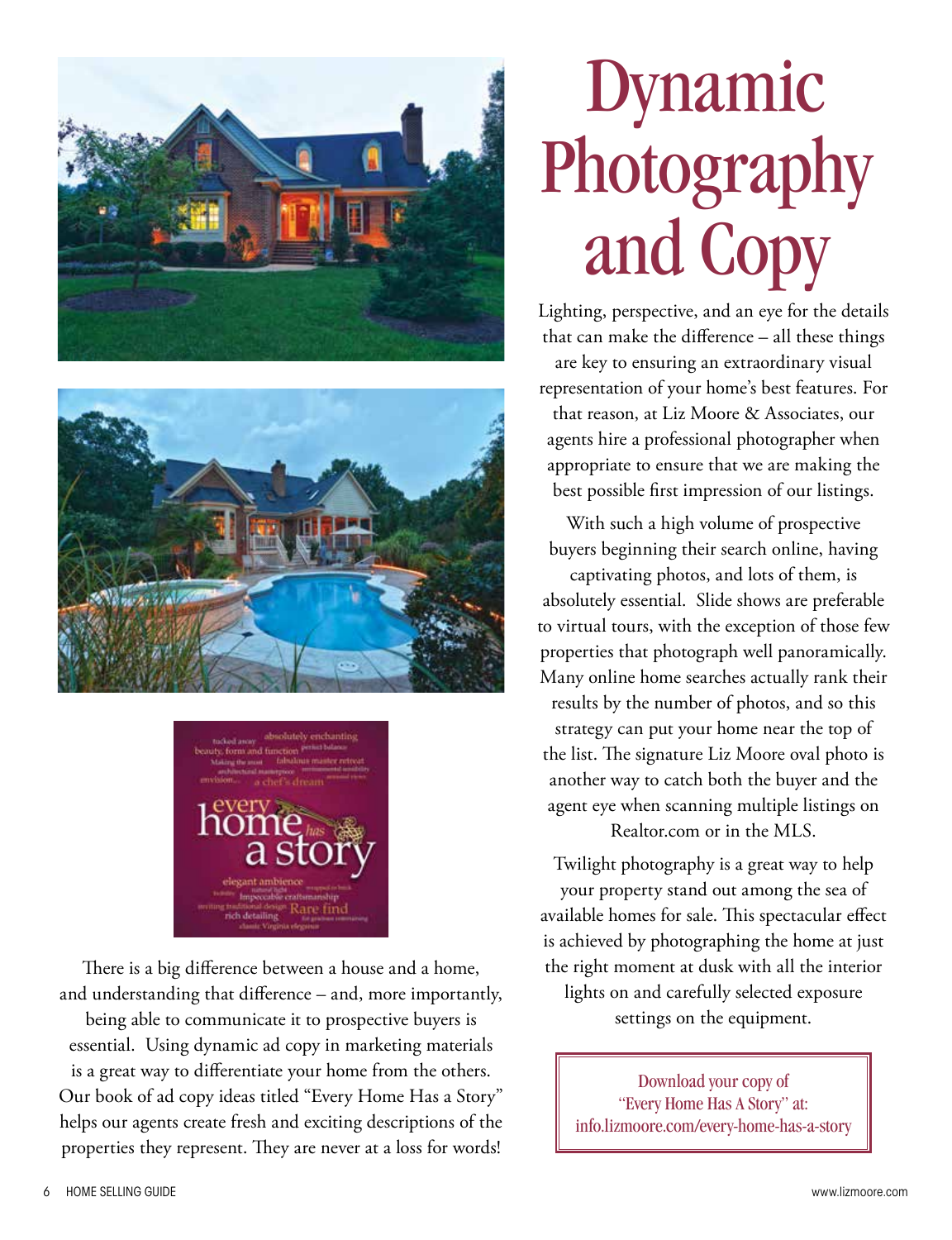# Dynamic Photography and Copy

Lighting, perspective, and an eye for the details that can make the difference – all these things are key to ensuring an extraordinary visual representation of your home's best features. For that reason, at Liz Moore & Associates, our agents hire a professional photographer when appropriate to ensure that we are making the best possible first impression of our listings.

With such a high volume of prospective buyers beginning their search online, having captivating photos, and lots of them, is absolutely essential. Slide shows are preferable to virtual tours, with the exception of those few properties that photograph well panoramically. Many online home searches actually rank their results by the number of photos, and so this strategy can put your home near the top of the list. The signature Liz Moore oval photo is another way to catch both the buyer and the agent eye when scanning multiple listings on Realtor.com or in the MLS.

Twilight photography is a great way to help your property stand out among the sea of available homes for sale. This spectacular effect is achieved by photographing the home at just the right moment at dusk with all the interior lights on and carefully selected exposure settings on the equipment.

There is a big difference between a house and a home, and understanding that difference – and, more importantly, being able to communicate it to prospective buyers is essential. Using dynamic ad copy in marketing materials is a great way to differentiate your home from the others. Our book of ad copy ideas titled "Every Home Has a Story" helps our agents create fresh and exciting descriptions of the properties they represent. They are never at a loss for words!

Download your copy of "Every Home Has A Story" at: info.lizmoore.com/every-home-has-a-story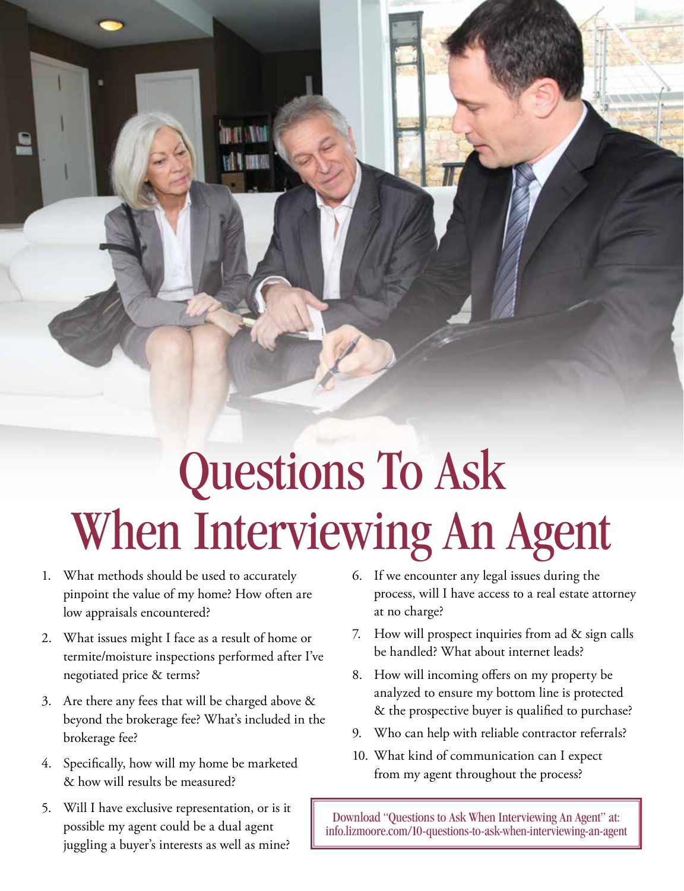# Questions To Ask When Interviewing An Agent

1. What methods should be used to accurately pinpoint the value of my home? How often are low appraisals encountered?
2. What issues might I face as a result of home or termite/moisture inspections performed after I've negotiated price & terms?
3. Are there any fees that will be charged above & beyond the brokerage fee? What's included in the brokerage fee?
4. Specifically, how will my home be marketed & how will results be measured?
5. Will I have exclusive representation, or is it possible my agent could be a dual agent juggling a buyer's interests as well as mine?
6. If we encounter any legal issues during the process, will I have access to a real estate attorney at no charge?
7. How will prospect inquiries from ad & sign calls be handled? What about internet leads?
8. How will incoming offers on my property be analyzed to ensure my bottom line is protected & the prospective buyer is qualified to purchase?
9. Who can help with reliable contractor referrals?
10. What kind of communication can I expect from my agent throughout the process?

Download "Questions to Ask When Interviewing An Agent" at: info.lizmoore.com/10-questions-to-ask-when-interviewing-an-agent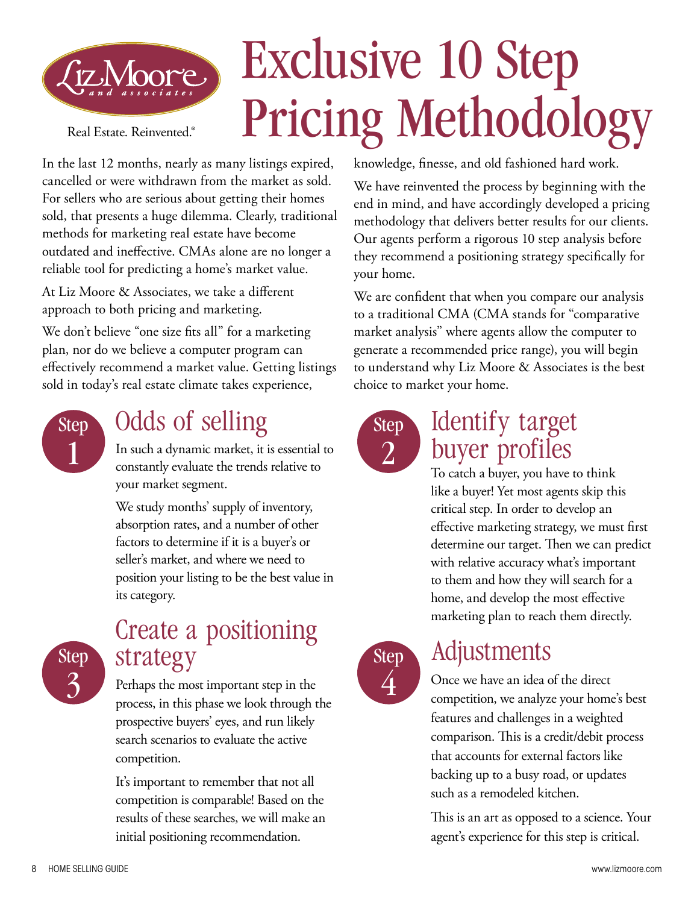Liz Moore and associates

Real Estate. Reinvented.®

# Exclusive 10 Step Pricing Methodology

In the last 12 months, nearly as many listings expired, cancelled or were withdrawn from the market as sold. For sellers who are serious about getting their homes sold, that presents a huge dilemma. Clearly, traditional methods for marketing real estate have become outdated and ineffective. CMAs alone are no longer a reliable tool for predicting a home's market value.

At Liz Moore & Associates, we take a different approach to both pricing and marketing.

We don't believe "one size fits all" for a marketing plan, nor do we believe a computer program can effectively recommend a market value. Getting listings sold in today's real estate climate takes experience, knowledge, finesse, and old fashioned hard work.

We have reinvented the process by beginning with the end in mind, and have accordingly developed a pricing methodology that delivers better results for our clients. Our agents perform a rigorous 10 step analysis before they recommend a positioning strategy specifically for your home.

We are confident that when you compare our analysis to a traditional CMA (CMA stands for "comparative market analysis" where agents allow the computer to generate a recommended price range), you will begin to understand why Liz Moore & Associates is the best choice to market your home.

## Step 1 – Odds of selling

In such a dynamic market, it is essential to constantly evaluate the trends relative to your market segment.

We study months' supply of inventory, absorption rates, and a number of other factors to determine if it is a buyer's or seller's market, and where we need to position your listing to be the best value in its category.

## Step 2 – Identify target buyer profiles

To catch a buyer, you have to think like a buyer! Yet most agents skip this critical step. In order to develop an effective marketing strategy, we must first determine our target. Then we can predict with relative accuracy what's important to them and how they will search for a home, and develop the most effective marketing plan to reach them directly.

## Step 3 – Create a positioning strategy

Perhaps the most important step in the process, in this phase we look through the prospective buyers' eyes, and run likely search scenarios to evaluate the active competition.

It's important to remember that not all competition is comparable! Based on the results of these searches, we will make an initial positioning recommendation.

## Step 4 – Adjustments

Once we have an idea of the direct competition, we analyze your home's best features and challenges in a weighted comparison. This is a credit/debit process that accounts for external factors like backing up to a busy road, or updates such as a remodeled kitchen.

This is an art as opposed to a science. Your agent's experience for this step is critical.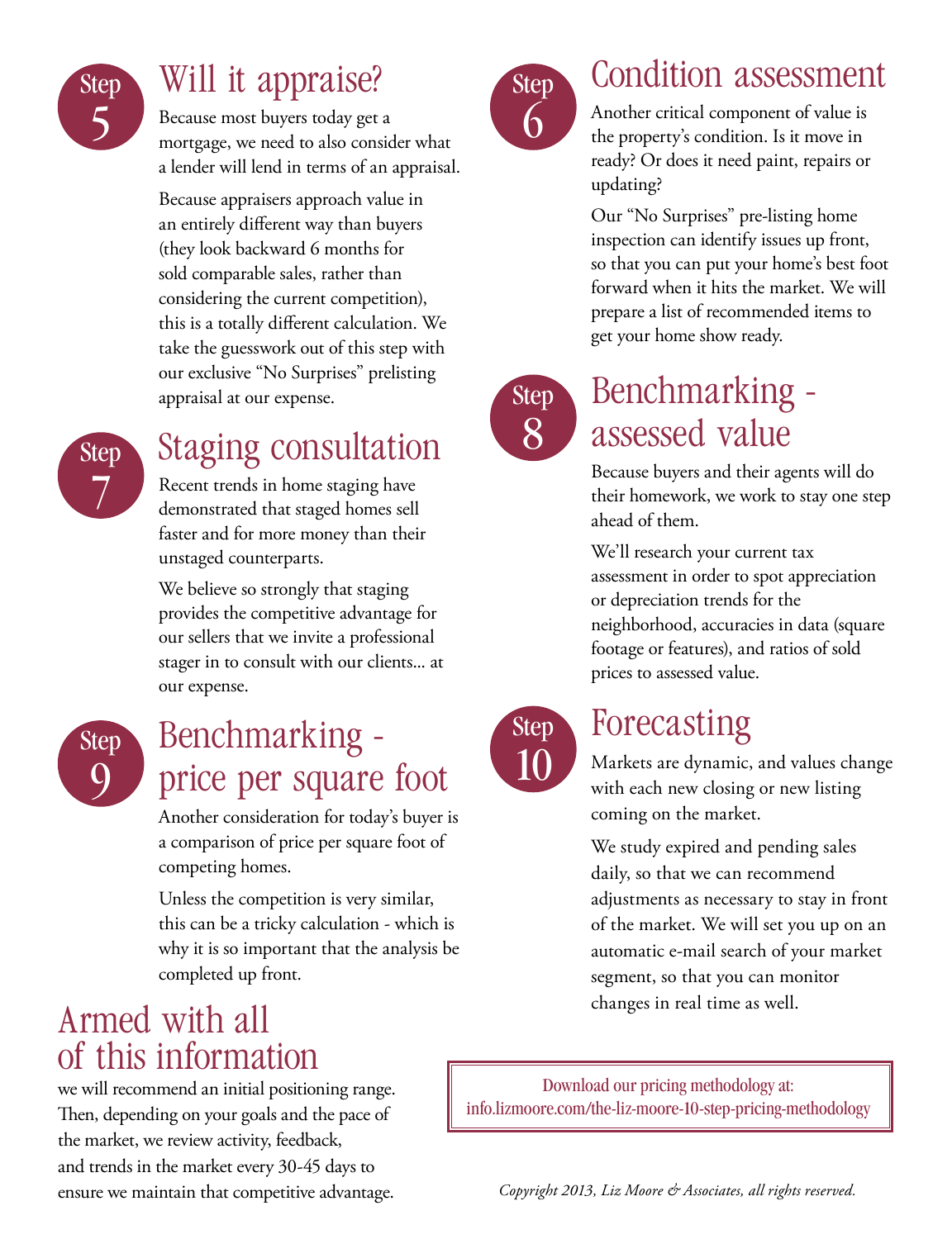## Step 5 — Will it appraise?

Because most buyers today get a mortgage, we need to also consider what a lender will lend in terms of an appraisal.

Because appraisers approach value in an entirely different way than buyers (they look backward 6 months for sold comparable sales, rather than considering the current competition), this is a totally different calculation. We take the guesswork out of this step with our exclusive "No Surprises" prelisting appraisal at our expense.

## Step 6 — Condition assessment

Another critical component of value is the property's condition. Is it move in ready? Or does it need paint, repairs or updating?

Our "No Surprises" pre-listing home inspection can identify issues up front, so that you can put your home's best foot forward when it hits the market. We will prepare a list of recommended items to get your home show ready.

## Step 7 — Staging consultation

Recent trends in home staging have demonstrated that staged homes sell faster and for more money than their unstaged counterparts.

We believe so strongly that staging provides the competitive advantage for our sellers that we invite a professional stager in to consult with our clients... at our expense.

## Step 8 — Benchmarking - assessed value

Because buyers and their agents will do their homework, we work to stay one step ahead of them.

We'll research your current tax assessment in order to spot appreciation or depreciation trends for the neighborhood, accuracies in data (square footage or features), and ratios of sold prices to assessed value.

## Step 9 — Benchmarking - price per square foot

Another consideration for today's buyer is a comparison of price per square foot of competing homes.

Unless the competition is very similar, this can be a tricky calculation - which is why it is so important that the analysis be completed up front.

## Step 10 — Forecasting

Markets are dynamic, and values change with each new closing or new listing coming on the market.

We study expired and pending sales daily, so that we can recommend adjustments as necessary to stay in front of the market. We will set you up on an automatic e-mail search of your market segment, so that you can monitor changes in real time as well.

## Armed with all of this information

we will recommend an initial positioning range. Then, depending on your goals and the pace of the market, we review activity, feedback, and trends in the market every 30-45 days to ensure we maintain that competitive advantage.

Download our pricing methodology at:
info.lizmoore.com/the-liz-moore-10-step-pricing-methodology

*Copyright 2013, Liz Moore & Associates, all rights reserved.*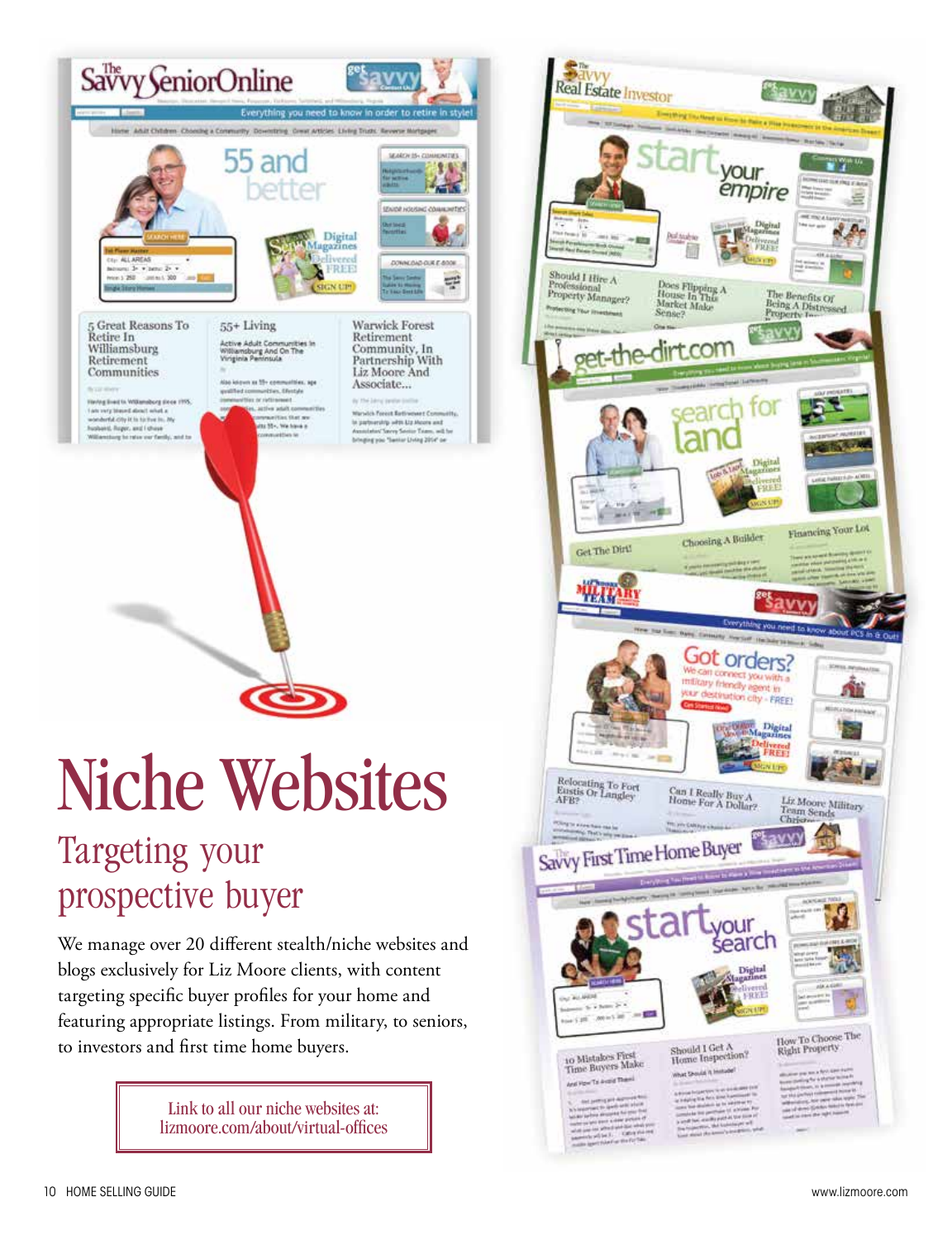# Niche Websites

## Targeting your prospective buyer

We manage over 20 different stealth/niche websites and blogs exclusively for Liz Moore clients, with content targeting specific buyer profiles for your home and featuring appropriate listings. From military, to seniors, to investors and first time home buyers.

Link to all our niche websites at:
lizmoore.com/about/virtual-offices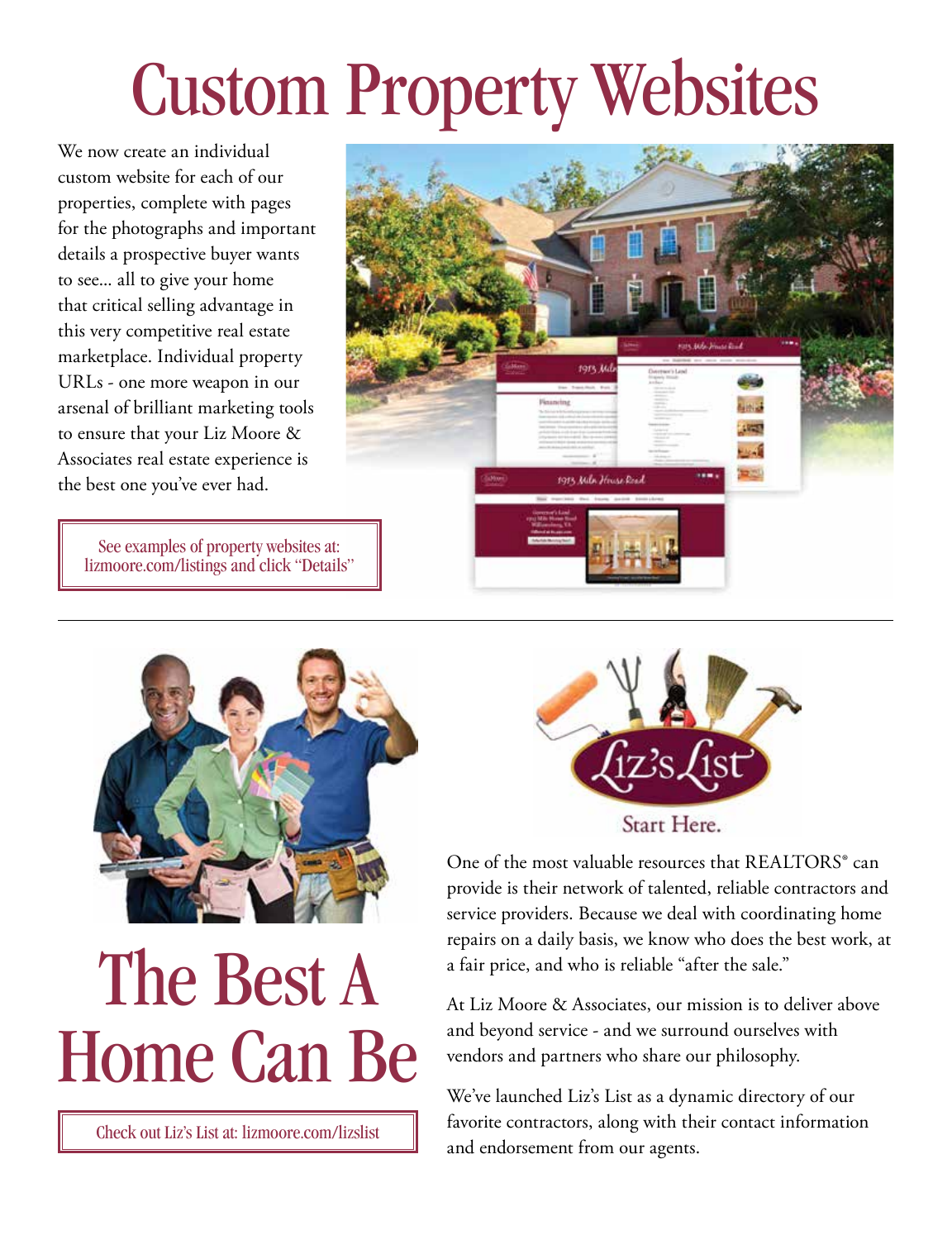# Custom Property Websites

We now create an individual custom website for each of our properties, complete with pages for the photographs and important details a prospective buyer wants to see... all to give your home that critical selling advantage in this very competitive real estate marketplace. Individual property URLs - one more weapon in our arsenal of brilliant marketing tools to ensure that your Liz Moore & Associates real estate experience is the best one you've ever had.

See examples of property websites at: lizmoore.com/listings and click "Details"

---

# The Best A Home Can Be

Check out Liz's List at: lizmoore.com/lizslist

Liz's List

Start Here.

One of the most valuable resources that REALTORS® can provide is their network of talented, reliable contractors and service providers. Because we deal with coordinating home repairs on a daily basis, we know who does the best work, at a fair price, and who is reliable "after the sale."

At Liz Moore & Associates, our mission is to deliver above and beyond service - and we surround ourselves with vendors and partners who share our philosophy.

We've launched Liz's List as a dynamic directory of our favorite contractors, along with their contact information and endorsement from our agents.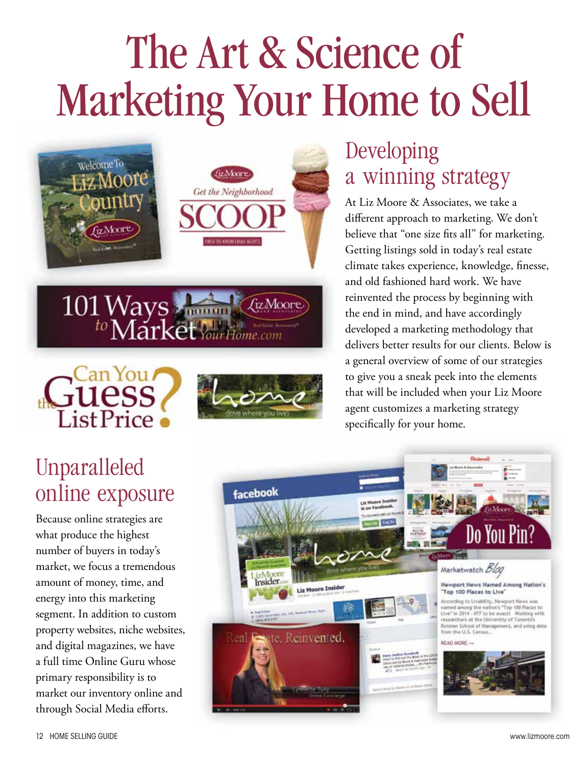# The Art & Science of Marketing Your Home to Sell

## Developing a winning strategy

At Liz Moore & Associates, we take a different approach to marketing. We don't believe that "one size fits all" for marketing. Getting listings sold in today's real estate climate takes experience, knowledge, finesse, and old fashioned hard work. We have reinvented the process by beginning with the end in mind, and have accordingly developed a marketing methodology that delivers better results for our clients. Below is a general overview of some of our strategies to give you a sneak peek into the elements that will be included when your Liz Moore agent customizes a marketing strategy specifically for your home.

## Unparalleled online exposure

Because online strategies are what produce the highest number of buyers in today's market, we focus a tremendous amount of money, time, and energy into this marketing segment. In addition to custom property websites, niche websites, and digital magazines, we have a full time Online Guru whose primary responsibility is to market our inventory online and through Social Media efforts.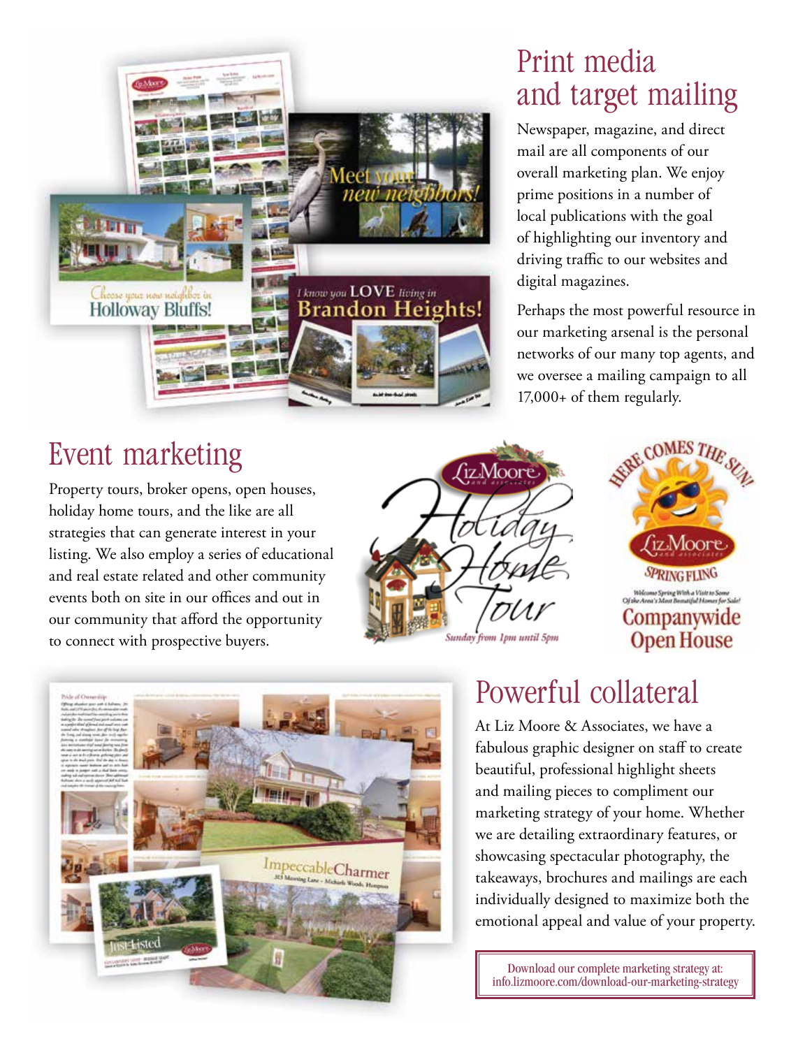## Print media and target mailing

Newspaper, magazine, and direct mail are all components of our overall marketing plan. We enjoy prime positions in a number of local publications with the goal of highlighting our inventory and driving traffic to our websites and digital magazines.

Perhaps the most powerful resource in our marketing arsenal is the personal networks of our many top agents, and we oversee a mailing campaign to all 17,000+ of them regularly.

## Event marketing

Property tours, broker opens, open houses, holiday home tours, and the like are all strategies that can generate interest in your listing. We also employ a series of educational and real estate related and other community events both on site in our offices and out in our community that afford the opportunity to connect with prospective buyers.

## Powerful collateral

At Liz Moore & Associates, we have a fabulous graphic designer on staff to create beautiful, professional highlight sheets and mailing pieces to compliment our marketing strategy of your home. Whether we are detailing extraordinary features, or showcasing spectacular photography, the takeaways, brochures and mailings are each individually designed to maximize both the emotional appeal and value of your property.

Download our complete marketing strategy at:
info.lizmoore.com/download-our-marketing-strategy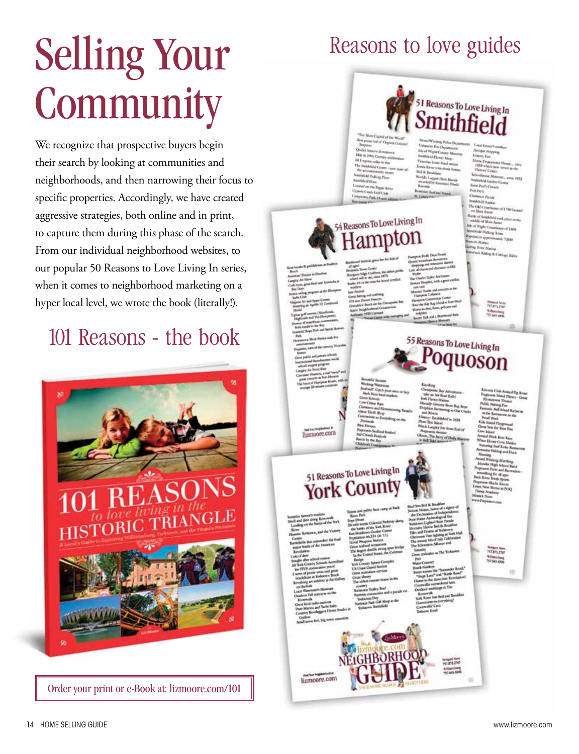# Selling Your Community

We recognize that prospective buyers begin their search by looking at communities and neighborhoods, and then narrowing their focus to specific properties. Accordingly, we have created aggressive strategies, both online and in print, to capture them during this phase of the search. From our individual neighborhood websites, to our popular 50 Reasons to Love Living In series, when it comes to neighborhood marketing on a hyper local level, we wrote the book (literally!).

## 101 Reasons - the book

Order your print or e-Book at: lizmoore.com/101

## Reasons to love guides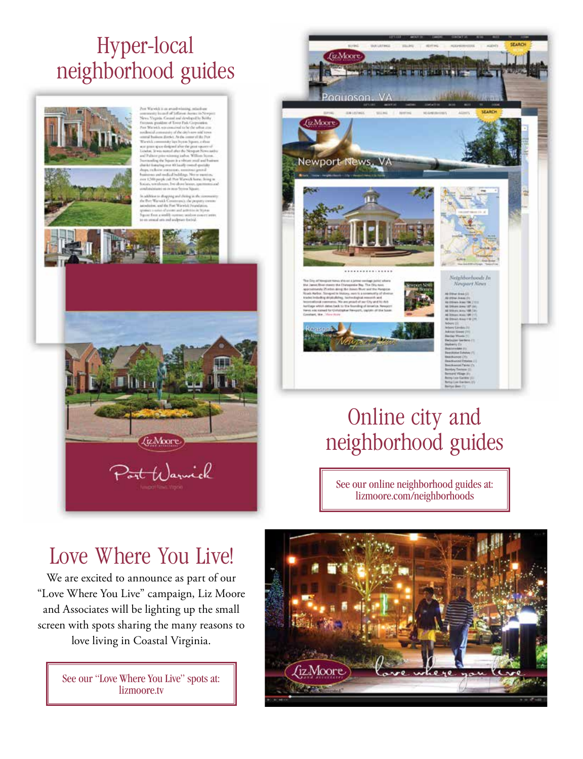# Hyper-local neighborhood guides

# Online city and neighborhood guides

See our online neighborhood guides at:
lizmoore.com/neighborhoods

# Love Where You Live!

We are excited to announce as part of our "Love Where You Live" campaign, Liz Moore and Associates will be lighting up the small screen with spots sharing the many reasons to love living in Coastal Virginia.

See our "Love Where You Live" spots at:
lizmoore.tv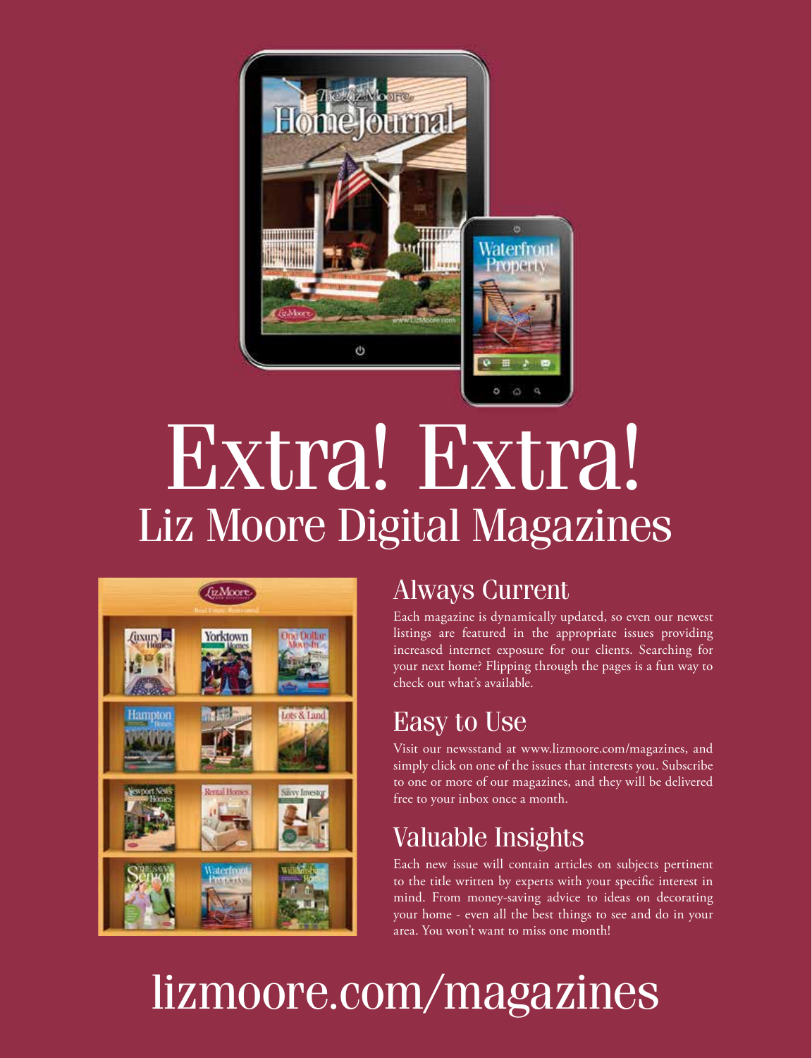# Extra! Extra!

## Liz Moore Digital Magazines

### Always Current

Each magazine is dynamically updated, so even our newest listings are featured in the appropriate issues providing increased internet exposure for our clients. Searching for your next home? Flipping through the pages is a fun way to check out what's available.

### Easy to Use

Visit our newsstand at www.lizmoore.com/magazines, and simply click on one of the issues that interests you. Subscribe to one or more of our magazines, and they will be delivered free to your inbox once a month.

### Valuable Insights

Each new issue will contain articles on subjects pertinent to the title written by experts with your specific interest in mind. From money-saving advice to ideas on decorating your home - even all the best things to see and do in your area. You won't want to miss one month!

# lizmoore.com/magazines